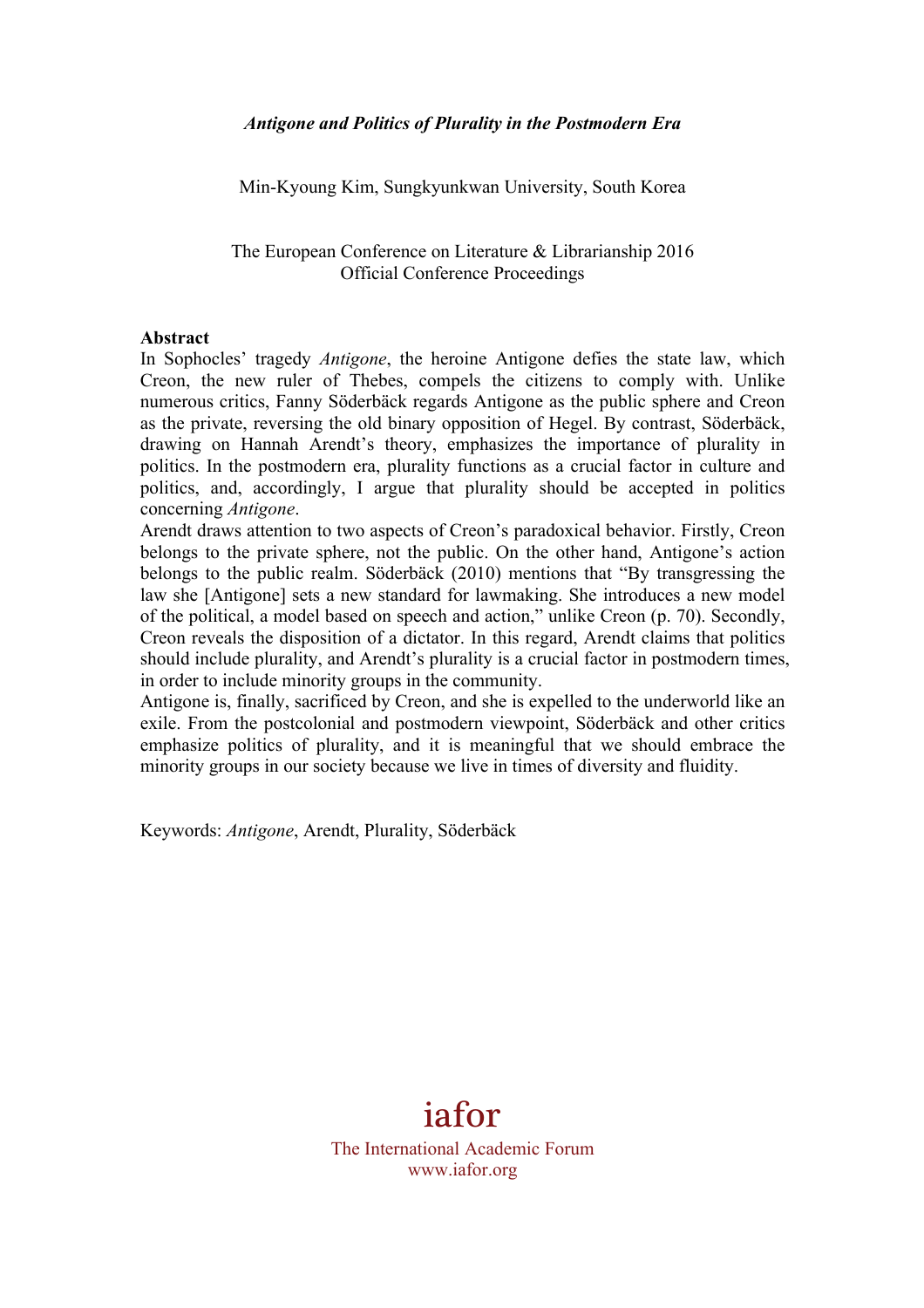*Antigone and Politics of Plurality in the Postmodern Era*

Min-Kyoung Kim, Sungkyunkwan University, South Korea

The European Conference on Literature & Librarianship 2016
Official Conference Proceedings

**Abstract**

In Sophocles' tragedy *Antigone*, the heroine Antigone defies the state law, which Creon, the new ruler of Thebes, compels the citizens to comply with. Unlike numerous critics, Fanny Söderbäck regards Antigone as the public sphere and Creon as the private, reversing the old binary opposition of Hegel. By contrast, Söderbäck, drawing on Hannah Arendt's theory, emphasizes the importance of plurality in politics. In the postmodern era, plurality functions as a crucial factor in culture and politics, and, accordingly, I argue that plurality should be accepted in politics concerning *Antigone*.

Arendt draws attention to two aspects of Creon's paradoxical behavior. Firstly, Creon belongs to the private sphere, not the public. On the other hand, Antigone's action belongs to the public realm. Söderbäck (2010) mentions that "By transgressing the law she [Antigone] sets a new standard for lawmaking. She introduces a new model of the political, a model based on speech and action," unlike Creon (p. 70). Secondly, Creon reveals the disposition of a dictator. In this regard, Arendt claims that politics should include plurality, and Arendt's plurality is a crucial factor in postmodern times, in order to include minority groups in the community.

Antigone is, finally, sacrificed by Creon, and she is expelled to the underworld like an exile. From the postcolonial and postmodern viewpoint, Söderbäck and other critics emphasize politics of plurality, and it is meaningful that we should embrace the minority groups in our society because we live in times of diversity and fluidity.

Keywords: *Antigone*, Arendt, Plurality, Söderbäck

iafor

The International Academic Forum
www.iafor.org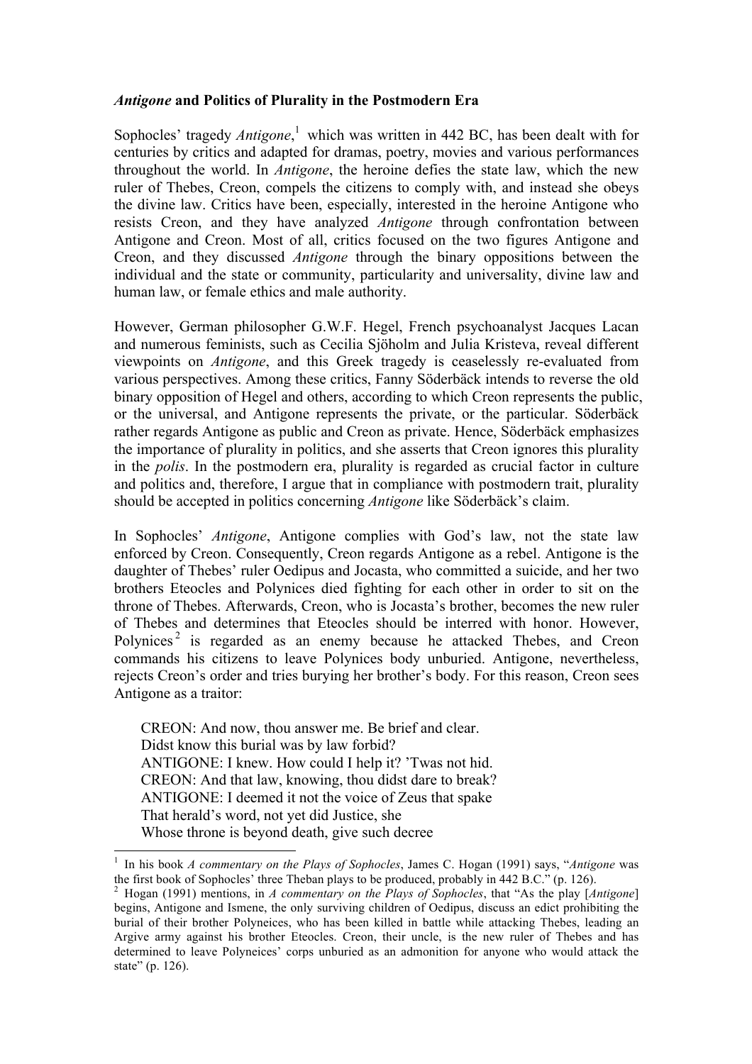***Antigone* and Politics of Plurality in the Postmodern Era**

Sophocles' tragedy *Antigone*,[1] which was written in 442 BC, has been dealt with for centuries by critics and adapted for dramas, poetry, movies and various performances throughout the world. In *Antigone*, the heroine defies the state law, which the new ruler of Thebes, Creon, compels the citizens to comply with, and instead she obeys the divine law. Critics have been, especially, interested in the heroine Antigone who resists Creon, and they have analyzed *Antigone* through confrontation between Antigone and Creon. Most of all, critics focused on the two figures Antigone and Creon, and they discussed *Antigone* through the binary oppositions between the individual and the state or community, particularity and universality, divine law and human law, or female ethics and male authority.

However, German philosopher G.W.F. Hegel, French psychoanalyst Jacques Lacan and numerous feminists, such as Cecilia Sjöholm and Julia Kristeva, reveal different viewpoints on *Antigone*, and this Greek tragedy is ceaselessly re-evaluated from various perspectives. Among these critics, Fanny Söderbäck intends to reverse the old binary opposition of Hegel and others, according to which Creon represents the public, or the universal, and Antigone represents the private, or the particular. Söderbäck rather regards Antigone as public and Creon as private. Hence, Söderbäck emphasizes the importance of plurality in politics, and she asserts that Creon ignores this plurality in the *polis*. In the postmodern era, plurality is regarded as crucial factor in culture and politics and, therefore, I argue that in compliance with postmodern trait, plurality should be accepted in politics concerning *Antigone* like Söderbäck's claim.

In Sophocles' *Antigone*, Antigone complies with God's law, not the state law enforced by Creon. Consequently, Creon regards Antigone as a rebel. Antigone is the daughter of Thebes' ruler Oedipus and Jocasta, who committed a suicide, and her two brothers Eteocles and Polynices died fighting for each other in order to sit on the throne of Thebes. Afterwards, Creon, who is Jocasta's brother, becomes the new ruler of Thebes and determines that Eteocles should be interred with honor. However, Polynices[2] is regarded as an enemy because he attacked Thebes, and Creon commands his citizens to leave Polynices body unburied. Antigone, nevertheless, rejects Creon's order and tries burying her brother's body. For this reason, Creon sees Antigone as a traitor:

> CREON: And now, thou answer me. Be brief and clear.
> Didst know this burial was by law forbid?
> ANTIGONE: I knew. How could I help it? 'Twas not hid.
> CREON: And that law, knowing, thou didst dare to break?
> ANTIGONE: I deemed it not the voice of Zeus that spake
> That herald's word, not yet did Justice, she
> Whose throne is beyond death, give such decree

---

[1] In his book *A commentary on the Plays of Sophocles*, James C. Hogan (1991) says, "*Antigone* was the first book of Sophocles' three Theban plays to be produced, probably in 442 B.C." (p. 126).

[2] Hogan (1991) mentions, in *A commentary on the Plays of Sophocles*, that "As the play [*Antigone*] begins, Antigone and Ismene, the only surviving children of Oedipus, discuss an edict prohibiting the burial of their brother Polyneices, who has been killed in battle while attacking Thebes, leading an Argive army against his brother Eteocles. Creon, their uncle, is the new ruler of Thebes and has determined to leave Polyneices' corps unburied as an admonition for anyone who would attack the state" (p. 126).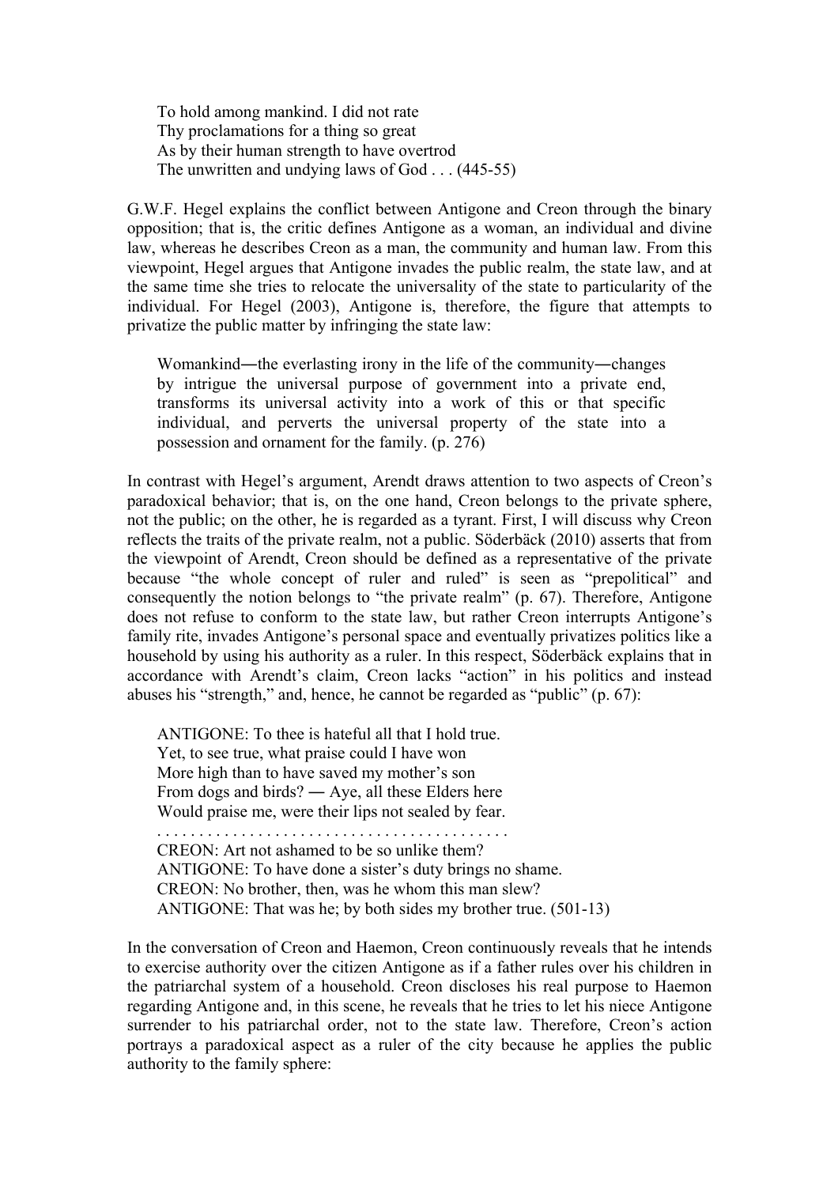> To hold among mankind. I did not rate
> Thy proclamations for a thing so great
> As by their human strength to have overtrod
> The unwritten and undying laws of God . . . (445-55)

G.W.F. Hegel explains the conflict between Antigone and Creon through the binary opposition; that is, the critic defines Antigone as a woman, an individual and divine law, whereas he describes Creon as a man, the community and human law. From this viewpoint, Hegel argues that Antigone invades the public realm, the state law, and at the same time she tries to relocate the universality of the state to particularity of the individual. For Hegel (2003), Antigone is, therefore, the figure that attempts to privatize the public matter by infringing the state law:

> Womankind―the everlasting irony in the life of the community―changes by intrigue the universal purpose of government into a private end, transforms its universal activity into a work of this or that specific individual, and perverts the universal property of the state into a possession and ornament for the family. (p. 276)

In contrast with Hegel's argument, Arendt draws attention to two aspects of Creon's paradoxical behavior; that is, on the one hand, Creon belongs to the private sphere, not the public; on the other, he is regarded as a tyrant. First, I will discuss why Creon reflects the traits of the private realm, not a public. Söderbäck (2010) asserts that from the viewpoint of Arendt, Creon should be defined as a representative of the private because "the whole concept of ruler and ruled" is seen as "prepolitical" and consequently the notion belongs to "the private realm" (p. 67). Therefore, Antigone does not refuse to conform to the state law, but rather Creon interrupts Antigone's family rite, invades Antigone's personal space and eventually privatizes politics like a household by using his authority as a ruler. In this respect, Söderbäck explains that in accordance with Arendt's claim, Creon lacks "action" in his politics and instead abuses his "strength," and, hence, he cannot be regarded as "public" (p. 67):

> ANTIGONE: To thee is hateful all that I hold true.
> Yet, to see true, what praise could I have won
> More high than to have saved my mother's son
> From dogs and birds? ― Aye, all these Elders here
> Would praise me, were their lips not sealed by fear.
> . . . . . . . . . . . . . . . . . . . . . . . . . . . . . . . . . . . . . . . . .
> CREON: Art not ashamed to be so unlike them?
> ANTIGONE: To have done a sister's duty brings no shame.
> CREON: No brother, then, was he whom this man slew?
> ANTIGONE: That was he; by both sides my brother true. (501-13)

In the conversation of Creon and Haemon, Creon continuously reveals that he intends to exercise authority over the citizen Antigone as if a father rules over his children in the patriarchal system of a household. Creon discloses his real purpose to Haemon regarding Antigone and, in this scene, he reveals that he tries to let his niece Antigone surrender to his patriarchal order, not to the state law. Therefore, Creon's action portrays a paradoxical aspect as a ruler of the city because he applies the public authority to the family sphere: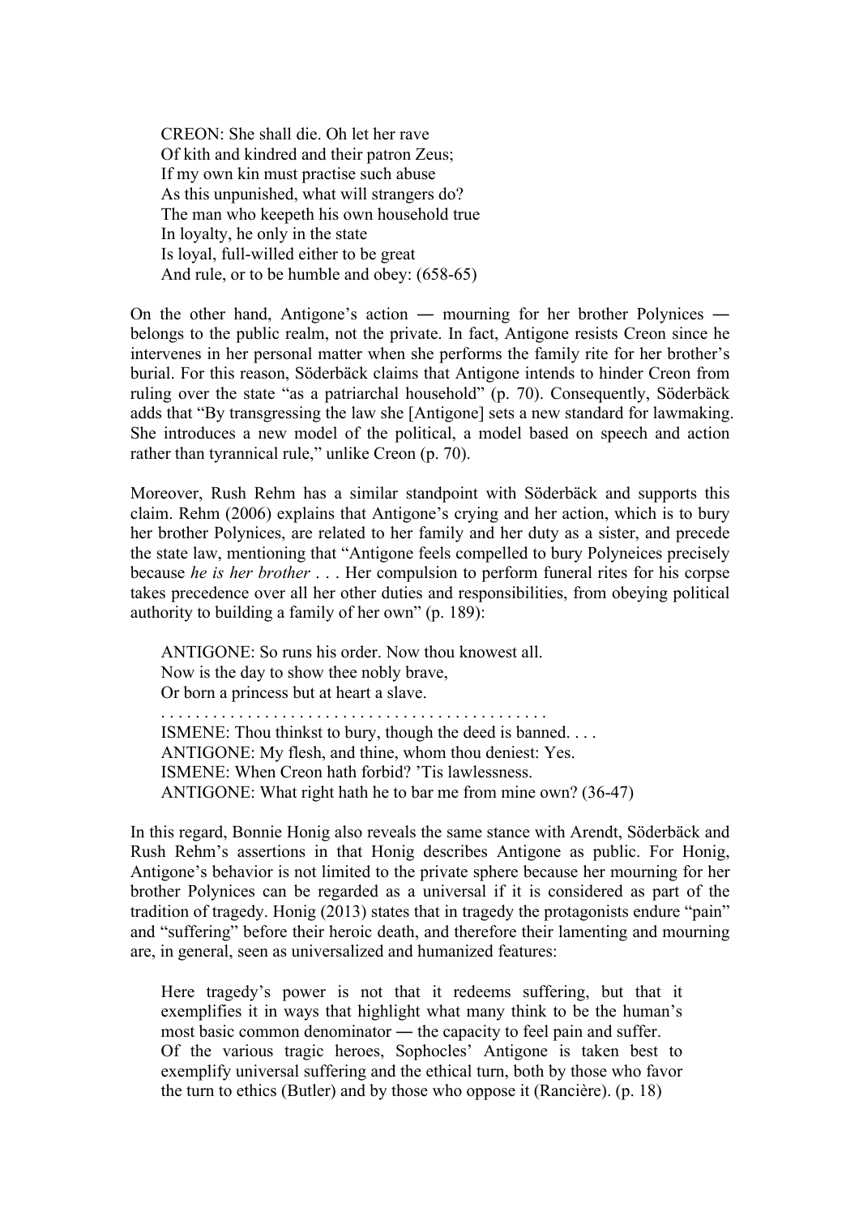> CREON: She shall die. Oh let her rave
> Of kith and kindred and their patron Zeus;
> If my own kin must practise such abuse
> As this unpunished, what will strangers do?
> The man who keepeth his own household true
> In loyalty, he only in the state
> Is loyal, full-willed either to be great
> And rule, or to be humble and obey: (658-65)

On the other hand, Antigone's action ― mourning for her brother Polynices ― belongs to the public realm, not the private. In fact, Antigone resists Creon since he intervenes in her personal matter when she performs the family rite for her brother's burial. For this reason, Söderbäck claims that Antigone intends to hinder Creon from ruling over the state "as a patriarchal household" (p. 70). Consequently, Söderbäck adds that "By transgressing the law she [Antigone] sets a new standard for lawmaking. She introduces a new model of the political, a model based on speech and action rather than tyrannical rule," unlike Creon (p. 70).

Moreover, Rush Rehm has a similar standpoint with Söderbäck and supports this claim. Rehm (2006) explains that Antigone's crying and her action, which is to bury her brother Polynices, are related to her family and her duty as a sister, and precede the state law, mentioning that "Antigone feels compelled to bury Polyneices precisely because *he is her brother* . . . Her compulsion to perform funeral rites for his corpse takes precedence over all her other duties and responsibilities, from obeying political authority to building a family of her own" (p. 189):

> ANTIGONE: So runs his order. Now thou knowest all.
> Now is the day to show thee nobly brave,
> Or born a princess but at heart a slave.
> . . . . . . . . . . . . . . . . . . . . . . . . . . . . . . . . . . . . . . . . . . . . .
> ISMENE: Thou thinkst to bury, though the deed is banned. . . .
> ANTIGONE: My flesh, and thine, whom thou deniest: Yes.
> ISMENE: When Creon hath forbid? 'Tis lawlessness.
> ANTIGONE: What right hath he to bar me from mine own? (36-47)

In this regard, Bonnie Honig also reveals the same stance with Arendt, Söderbäck and Rush Rehm's assertions in that Honig describes Antigone as public. For Honig, Antigone's behavior is not limited to the private sphere because her mourning for her brother Polynices can be regarded as a universal if it is considered as part of the tradition of tragedy. Honig (2013) states that in tragedy the protagonists endure "pain" and "suffering" before their heroic death, and therefore their lamenting and mourning are, in general, seen as universalized and humanized features:

> Here tragedy's power is not that it redeems suffering, but that it exemplifies it in ways that highlight what many think to be the human's most basic common denominator ― the capacity to feel pain and suffer. Of the various tragic heroes, Sophocles' Antigone is taken best to exemplify universal suffering and the ethical turn, both by those who favor the turn to ethics (Butler) and by those who oppose it (Rancière). (p. 18)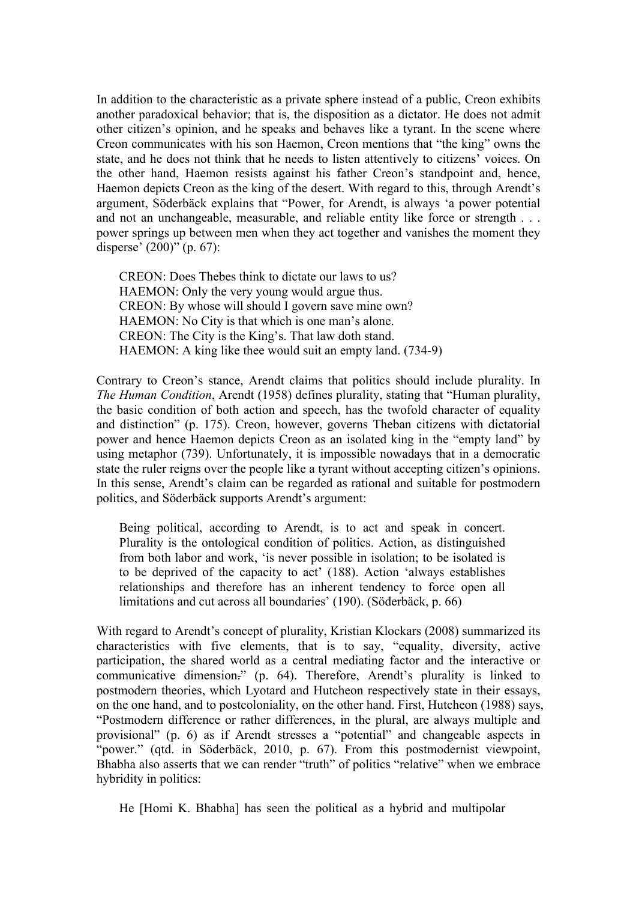In addition to the characteristic as a private sphere instead of a public, Creon exhibits another paradoxical behavior; that is, the disposition as a dictator. He does not admit other citizen's opinion, and he speaks and behaves like a tyrant. In the scene where Creon communicates with his son Haemon, Creon mentions that "the king" owns the state, and he does not think that he needs to listen attentively to citizens' voices. On the other hand, Haemon resists against his father Creon's standpoint and, hence, Haemon depicts Creon as the king of the desert. With regard to this, through Arendt's argument, Söderbäck explains that "Power, for Arendt, is always 'a power potential and not an unchangeable, measurable, and reliable entity like force or strength . . . power springs up between men when they act together and vanishes the moment they disperse' (200)" (p. 67):

> CREON: Does Thebes think to dictate our laws to us?
> HAEMON: Only the very young would argue thus.
> CREON: By whose will should I govern save mine own?
> HAEMON: No City is that which is one man's alone.
> CREON: The City is the King's. That law doth stand.
> HAEMON: A king like thee would suit an empty land. (734-9)

Contrary to Creon's stance, Arendt claims that politics should include plurality. In *The Human Condition*, Arendt (1958) defines plurality, stating that "Human plurality, the basic condition of both action and speech, has the twofold character of equality and distinction" (p. 175). Creon, however, governs Theban citizens with dictatorial power and hence Haemon depicts Creon as an isolated king in the "empty land" by using metaphor (739). Unfortunately, it is impossible nowadays that in a democratic state the ruler reigns over the people like a tyrant without accepting citizen's opinions. In this sense, Arendt's claim can be regarded as rational and suitable for postmodern politics, and Söderbäck supports Arendt's argument:

> Being political, according to Arendt, is to act and speak in concert. Plurality is the ontological condition of politics. Action, as distinguished from both labor and work, 'is never possible in isolation; to be isolated is to be deprived of the capacity to act' (188). Action 'always establishes relationships and therefore has an inherent tendency to force open all limitations and cut across all boundaries' (190). (Söderbäck, p. 66)

With regard to Arendt's concept of plurality, Kristian Klockars (2008) summarized its characteristics with five elements, that is to say, "equality, diversity, active participation, the shared world as a central mediating factor and the interactive or communicative dimension." (p. 64). Therefore, Arendt's plurality is linked to postmodern theories, which Lyotard and Hutcheon respectively state in their essays, on the one hand, and to postcoloniality, on the other hand. First, Hutcheon (1988) says, "Postmodern difference or rather differences, in the plural, are always multiple and provisional" (p. 6) as if Arendt stresses a "potential" and changeable aspects in "power." (qtd. in Söderbäck, 2010, p. 67). From this postmodernist viewpoint, Bhabha also asserts that we can render "truth" of politics "relative" when we embrace hybridity in politics:

> He [Homi K. Bhabha] has seen the political as a hybrid and multipolar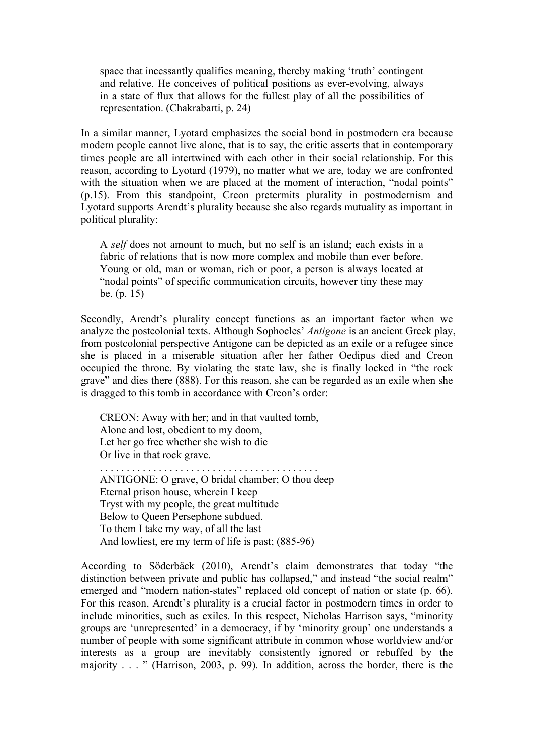> space that incessantly qualifies meaning, thereby making 'truth' contingent and relative. He conceives of political positions as ever-evolving, always in a state of flux that allows for the fullest play of all the possibilities of representation. (Chakrabarti, p. 24)

In a similar manner, Lyotard emphasizes the social bond in postmodern era because modern people cannot live alone, that is to say, the critic asserts that in contemporary times people are all intertwined with each other in their social relationship. For this reason, according to Lyotard (1979), no matter what we are, today we are confronted with the situation when we are placed at the moment of interaction, "nodal points" (p.15). From this standpoint, Creon pretermits plurality in postmodernism and Lyotard supports Arendt's plurality because she also regards mutuality as important in political plurality:

> A *self* does not amount to much, but no self is an island; each exists in a fabric of relations that is now more complex and mobile than ever before. Young or old, man or woman, rich or poor, a person is always located at "nodal points" of specific communication circuits, however tiny these may be. (p. 15)

Secondly, Arendt's plurality concept functions as an important factor when we analyze the postcolonial texts. Although Sophocles' *Antigone* is an ancient Greek play, from postcolonial perspective Antigone can be depicted as an exile or a refugee since she is placed in a miserable situation after her father Oedipus died and Creon occupied the throne. By violating the state law, she is finally locked in "the rock grave" and dies there (888). For this reason, she can be regarded as an exile when she is dragged to this tomb in accordance with Creon's order:

> CREON: Away with her; and in that vaulted tomb,
> Alone and lost, obedient to my doom,
> Let her go free whether she wish to die
> Or live in that rock grave.
> . . . . . . . . . . . . . . . . . . . . . . . . . . . . . . . . . . . . . . . . .
> ANTIGONE: O grave, O bridal chamber; O thou deep
> Eternal prison house, wherein I keep
> Tryst with my people, the great multitude
> Below to Queen Persephone subdued.
> To them I take my way, of all the last
> And lowliest, ere my term of life is past; (885-96)

According to Söderbäck (2010), Arendt's claim demonstrates that today "the distinction between private and public has collapsed," and instead "the social realm" emerged and "modern nation-states" replaced old concept of nation or state (p. 66). For this reason, Arendt's plurality is a crucial factor in postmodern times in order to include minorities, such as exiles. In this respect, Nicholas Harrison says, "minority groups are 'unrepresented' in a democracy, if by 'minority group' one understands a number of people with some significant attribute in common whose worldview and/or interests as a group are inevitably consistently ignored or rebuffed by the majority . . . " (Harrison, 2003, p. 99). In addition, across the border, there is the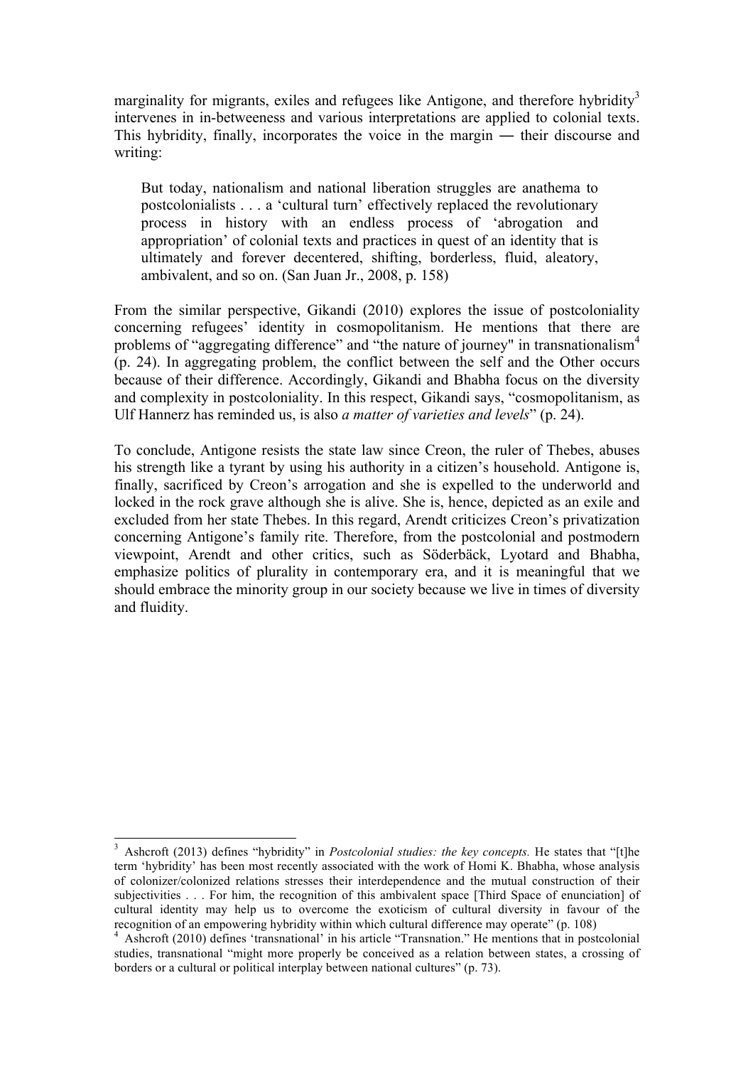marginality for migrants, exiles and refugees like Antigone, and therefore hybridity[3] intervenes in in-betweeness and various interpretations are applied to colonial texts. This hybridity, finally, incorporates the voice in the margin ― their discourse and writing:

> But today, nationalism and national liberation struggles are anathema to postcolonialists . . . a 'cultural turn' effectively replaced the revolutionary process in history with an endless process of 'abrogation and appropriation' of colonial texts and practices in quest of an identity that is ultimately and forever decentered, shifting, borderless, fluid, aleatory, ambivalent, and so on. (San Juan Jr., 2008, p. 158)

From the similar perspective, Gikandi (2010) explores the issue of postcoloniality concerning refugees' identity in cosmopolitanism. He mentions that there are problems of "aggregating difference" and "the nature of journey" in transnationalism[4] (p. 24). In aggregating problem, the conflict between the self and the Other occurs because of their difference. Accordingly, Gikandi and Bhabha focus on the diversity and complexity in postcoloniality. In this respect, Gikandi says, "cosmopolitanism, as Ulf Hannerz has reminded us, is also *a matter of varieties and levels*" (p. 24).

To conclude, Antigone resists the state law since Creon, the ruler of Thebes, abuses his strength like a tyrant by using his authority in a citizen's household. Antigone is, finally, sacrificed by Creon's arrogation and she is expelled to the underworld and locked in the rock grave although she is alive. She is, hence, depicted as an exile and excluded from her state Thebes. In this regard, Arendt criticizes Creon's privatization concerning Antigone's family rite. Therefore, from the postcolonial and postmodern viewpoint, Arendt and other critics, such as Söderbäck, Lyotard and Bhabha, emphasize politics of plurality in contemporary era, and it is meaningful that we should embrace the minority group in our society because we live in times of diversity and fluidity.

---

[3] Ashcroft (2013) defines "hybridity" in *Postcolonial studies: the key concepts.* He states that "[t]he term 'hybridity' has been most recently associated with the work of Homi K. Bhabha, whose analysis of colonizer/colonized relations stresses their interdependence and the mutual construction of their subjectivities . . . For him, the recognition of this ambivalent space [Third Space of enunciation] of cultural identity may help us to overcome the exoticism of cultural diversity in favour of the recognition of an empowering hybridity within which cultural difference may operate" (p. 108)

[4] Ashcroft (2010) defines 'transnational' in his article "Transnation." He mentions that in postcolonial studies, transnational "might more properly be conceived as a relation between states, a crossing of borders or a cultural or political interplay between national cultures" (p. 73).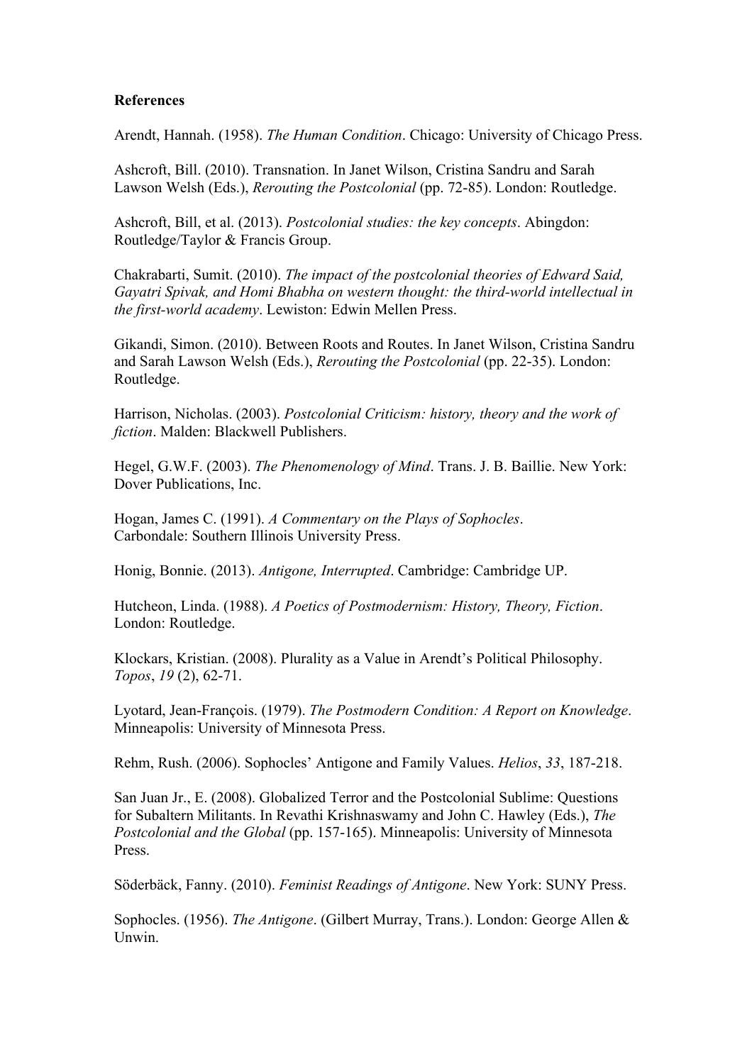**References**

Arendt, Hannah. (1958). *The Human Condition*. Chicago: University of Chicago Press.

Ashcroft, Bill. (2010). Transnation. In Janet Wilson, Cristina Sandru and Sarah Lawson Welsh (Eds.), *Rerouting the Postcolonial* (pp. 72-85). London: Routledge.

Ashcroft, Bill, et al. (2013). *Postcolonial studies: the key concepts*. Abingdon: Routledge/Taylor & Francis Group.

Chakrabarti, Sumit. (2010). *The impact of the postcolonial theories of Edward Said, Gayatri Spivak, and Homi Bhabha on western thought: the third-world intellectual in the first-world academy*. Lewiston: Edwin Mellen Press.

Gikandi, Simon. (2010). Between Roots and Routes. In Janet Wilson, Cristina Sandru and Sarah Lawson Welsh (Eds.), *Rerouting the Postcolonial* (pp. 22-35). London: Routledge.

Harrison, Nicholas. (2003). *Postcolonial Criticism: history, theory and the work of fiction*. Malden: Blackwell Publishers.

Hegel, G.W.F. (2003). *The Phenomenology of Mind*. Trans. J. B. Baillie. New York: Dover Publications, Inc.

Hogan, James C. (1991). *A Commentary on the Plays of Sophocles*. Carbondale: Southern Illinois University Press.

Honig, Bonnie. (2013). *Antigone, Interrupted*. Cambridge: Cambridge UP.

Hutcheon, Linda. (1988). *A Poetics of Postmodernism: History, Theory, Fiction*. London: Routledge.

Klockars, Kristian. (2008). Plurality as a Value in Arendt's Political Philosophy. *Topos*, *19* (2), 62-71.

Lyotard, Jean-François. (1979). *The Postmodern Condition: A Report on Knowledge*. Minneapolis: University of Minnesota Press.

Rehm, Rush. (2006). Sophocles' Antigone and Family Values. *Helios*, *33*, 187-218.

San Juan Jr., E. (2008). Globalized Terror and the Postcolonial Sublime: Questions for Subaltern Militants. In Revathi Krishnaswamy and John C. Hawley (Eds.), *The Postcolonial and the Global* (pp. 157-165). Minneapolis: University of Minnesota Press.

Söderbäck, Fanny. (2010). *Feminist Readings of Antigone*. New York: SUNY Press.

Sophocles. (1956). *The Antigone*. (Gilbert Murray, Trans.). London: George Allen & Unwin.